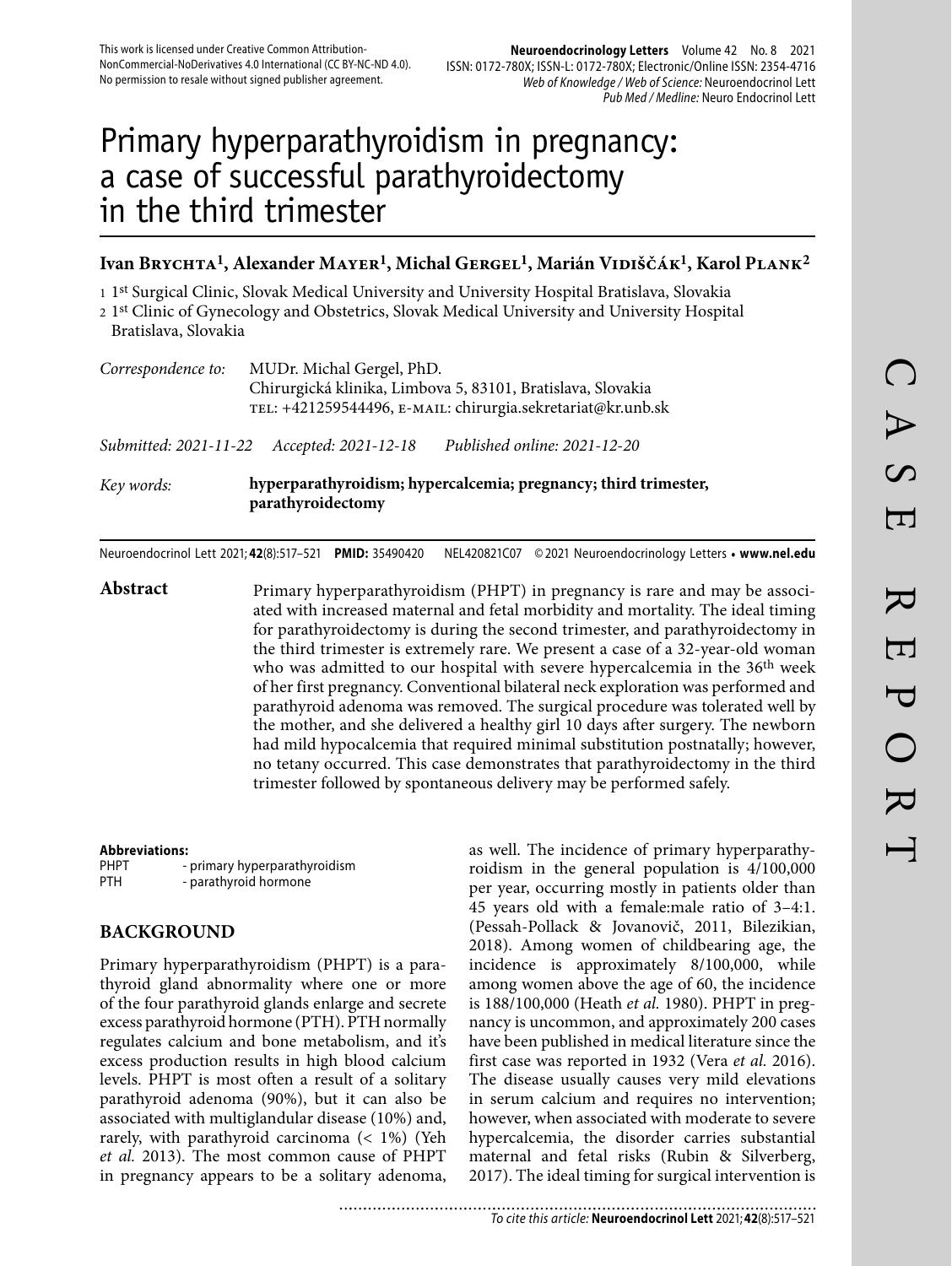This work is licensed under Creative Common Attribution-NonCommercial-NoDerivatives 4.0 International (CC BY-NC-ND 4.0). No permission to resale without signed publisher agreement.

# Primary hyperparathyroidism in pregnancy: a case of successful parathyroidectomy in the third trimester

**Ivan Brychta[1], Alexander Mayer[1], Michal Gergel[1], Marián Vidiščák[1], Karol Plank[2]**

1 1st Surgical Clinic, Slovak Medical University and University Hospital Bratislava, Slovakia
2 1st Clinic of Gynecology and Obstetrics, Slovak Medical University and University Hospital Bratislava, Slovakia

*Correspondence to:* MUDr. Michal Gergel, PhD.
Chirurgická klinika, Limbova 5, 83101, Bratislava, Slovakia
TEL: +421259544496, E-MAIL: chirurgia.sekretariat@kr.unb.sk

*Submitted: 2021-11-22* *Accepted: 2021-12-18* *Published online: 2021-12-20*

*Key words:* **hyperparathyroidism; hypercalcemia; pregnancy; third trimester, parathyroidectomy**

Neuroendocrinol Lett 2021; **42**(8):517–521 **PMID:** 35490420 NEL420821C07 © 2021 Neuroendocrinology Letters • **www.nel.edu**

**Abstract** Primary hyperparathyroidism (PHPT) in pregnancy is rare and may be associated with increased maternal and fetal morbidity and mortality. The ideal timing for parathyroidectomy is during the second trimester, and parathyroidectomy in the third trimester is extremely rare. We present a case of a 32-year-old woman who was admitted to our hospital with severe hypercalcemia in the 36th week of her first pregnancy. Conventional bilateral neck exploration was performed and parathyroid adenoma was removed. The surgical procedure was tolerated well by the mother, and she delivered a healthy girl 10 days after surgery. The newborn had mild hypocalcemia that required minimal substitution postnatally; however, no tetany occurred. This case demonstrates that parathyroidectomy in the third trimester followed by spontaneous delivery may be performed safely.

**Abbreviations:**
PHPT - primary hyperparathyroidism
PTH - parathyroid hormone

## BACKGROUND

Primary hyperparathyroidism (PHPT) is a parathyroid gland abnormality where one or more of the four parathyroid glands enlarge and secrete excess parathyroid hormone (PTH). PTH normally regulates calcium and bone metabolism, and it's excess production results in high blood calcium levels. PHPT is most often a result of a solitary parathyroid adenoma (90%), but it can also be associated with multiglandular disease (10%) and, rarely, with parathyroid carcinoma (< 1%) (Yeh *et al.* 2013). The most common cause of PHPT in pregnancy appears to be a solitary adenoma, as well. The incidence of primary hyperparathyroidism in the general population is 4/100,000 per year, occurring mostly in patients older than 45 years old with a female:male ratio of 3–4:1. (Pessah-Pollack & Jovanovič, 2011, Bilezikian, 2018). Among women of childbearing age, the incidence is approximately 8/100,000, while among women above the age of 60, the incidence is 188/100,000 (Heath *et al.* 1980). PHPT in pregnancy is uncommon, and approximately 200 cases have been published in medical literature since the first case was reported in 1932 (Vera *et al.* 2016). The disease usually causes very mild elevations in serum calcium and requires no intervention; however, when associated with moderate to severe hypercalcemia, the disorder carries substantial maternal and fetal risks (Rubin & Silverberg, 2017). The ideal timing for surgical intervention is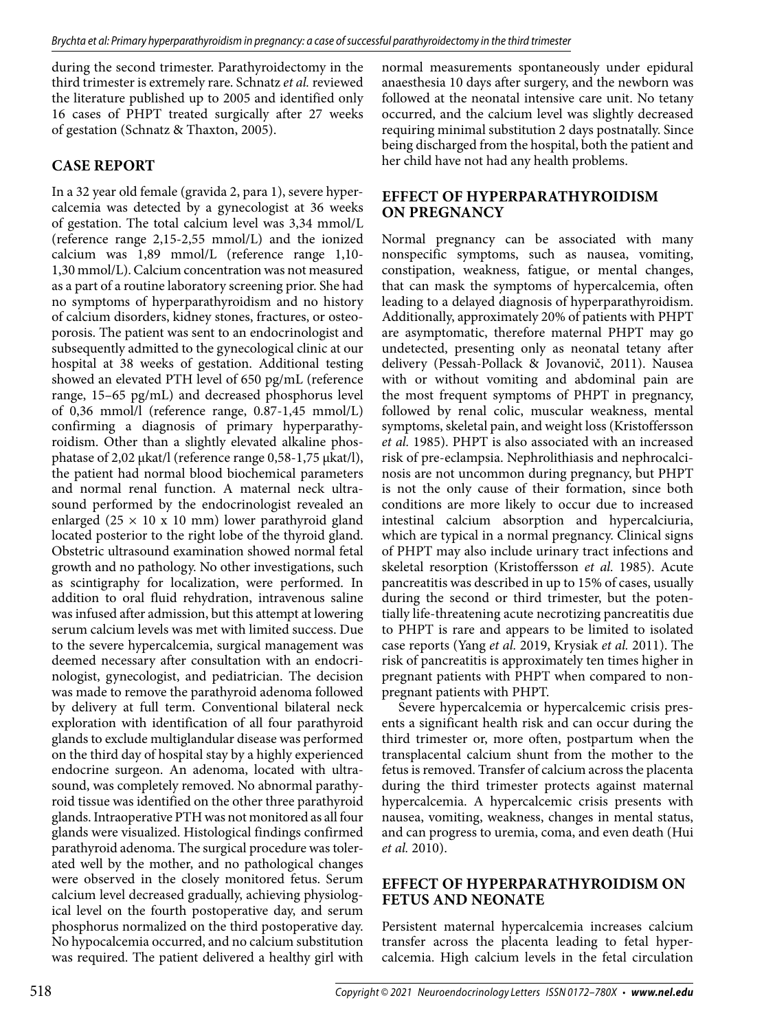during the second trimester. Parathyroidectomy in the third trimester is extremely rare. Schnatz *et al.* reviewed the literature published up to 2005 and identified only 16 cases of PHPT treated surgically after 27 weeks of gestation (Schnatz & Thaxton, 2005).

## CASE REPORT

In a 32 year old female (gravida 2, para 1), severe hypercalcemia was detected by a gynecologist at 36 weeks of gestation. The total calcium level was 3,34 mmol/L (reference range 2,15-2,55 mmol/L) and the ionized calcium was 1,89 mmol/L (reference range 1,10-1,30 mmol/L). Calcium concentration was not measured as a part of a routine laboratory screening prior. She had no symptoms of hyperparathyroidism and no history of calcium disorders, kidney stones, fractures, or osteoporosis. The patient was sent to an endocrinologist and subsequently admitted to the gynecological clinic at our hospital at 38 weeks of gestation. Additional testing showed an elevated PTH level of 650 pg/mL (reference range, 15–65 pg/mL) and decreased phosphorus level of 0,36 mmol/l (reference range, 0.87-1,45 mmol/L) confirming a diagnosis of primary hyperparathyroidism. Other than a slightly elevated alkaline phosphatase of 2,02 μkat/l (reference range 0,58-1,75 μkat/l), the patient had normal blood biochemical parameters and normal renal function. A maternal neck ultrasound performed by the endocrinologist revealed an enlarged (25 × 10 x 10 mm) lower parathyroid gland located posterior to the right lobe of the thyroid gland. Obstetric ultrasound examination showed normal fetal growth and no pathology. No other investigations, such as scintigraphy for localization, were performed. In addition to oral fluid rehydration, intravenous saline was infused after admission, but this attempt at lowering serum calcium levels was met with limited success. Due to the severe hypercalcemia, surgical management was deemed necessary after consultation with an endocrinologist, gynecologist, and pediatrician. The decision was made to remove the parathyroid adenoma followed by delivery at full term. Conventional bilateral neck exploration with identification of all four parathyroid glands to exclude multiglandular disease was performed on the third day of hospital stay by a highly experienced endocrine surgeon. An adenoma, located with ultrasound, was completely removed. No abnormal parathyroid tissue was identified on the other three parathyroid glands. Intraoperative PTH was not monitored as all four glands were visualized. Histological findings confirmed parathyroid adenoma. The surgical procedure was tolerated well by the mother, and no pathological changes were observed in the closely monitored fetus. Serum calcium level decreased gradually, achieving physiological level on the fourth postoperative day, and serum phosphorus normalized on the third postoperative day. No hypocalcemia occurred, and no calcium substitution was required. The patient delivered a healthy girl with normal measurements spontaneously under epidural anaesthesia 10 days after surgery, and the newborn was followed at the neonatal intensive care unit. No tetany occurred, and the calcium level was slightly decreased requiring minimal substitution 2 days postnatally. Since being discharged from the hospital, both the patient and her child have not had any health problems.

## EFFECT OF HYPERPARATHYROIDISM ON PREGNANCY

Normal pregnancy can be associated with many nonspecific symptoms, such as nausea, vomiting, constipation, weakness, fatigue, or mental changes, that can mask the symptoms of hypercalcemia, often leading to a delayed diagnosis of hyperparathyroidism. Additionally, approximately 20% of patients with PHPT are asymptomatic, therefore maternal PHPT may go undetected, presenting only as neonatal tetany after delivery (Pessah-Pollack & Jovanovič, 2011). Nausea with or without vomiting and abdominal pain are the most frequent symptoms of PHPT in pregnancy, followed by renal colic, muscular weakness, mental symptoms, skeletal pain, and weight loss (Kristoffersson *et al.* 1985). PHPT is also associated with an increased risk of pre-eclampsia. Nephrolithiasis and nephrocalcinosis are not uncommon during pregnancy, but PHPT is not the only cause of their formation, since both conditions are more likely to occur due to increased intestinal calcium absorption and hypercalciuria, which are typical in a normal pregnancy. Clinical signs of PHPT may also include urinary tract infections and skeletal resorption (Kristoffersson *et al.* 1985). Acute pancreatitis was described in up to 15% of cases, usually during the second or third trimester, but the potentially life-threatening acute necrotizing pancreatitis due to PHPT is rare and appears to be limited to isolated case reports (Yang *et al.* 2019, Krysiak *et al.* 2011). The risk of pancreatitis is approximately ten times higher in pregnant patients with PHPT when compared to non-pregnant patients with PHPT.

Severe hypercalcemia or hypercalcemic crisis presents a significant health risk and can occur during the third trimester or, more often, postpartum when the transplacental calcium shunt from the mother to the fetus is removed. Transfer of calcium across the placenta during the third trimester protects against maternal hypercalcemia. A hypercalcemic crisis presents with nausea, vomiting, weakness, changes in mental status, and can progress to uremia, coma, and even death (Hui *et al.* 2010).

## EFFECT OF HYPERPARATHYROIDISM ON FETUS AND NEONATE

Persistent maternal hypercalcemia increases calcium transfer across the placenta leading to fetal hypercalcemia. High calcium levels in the fetal circulation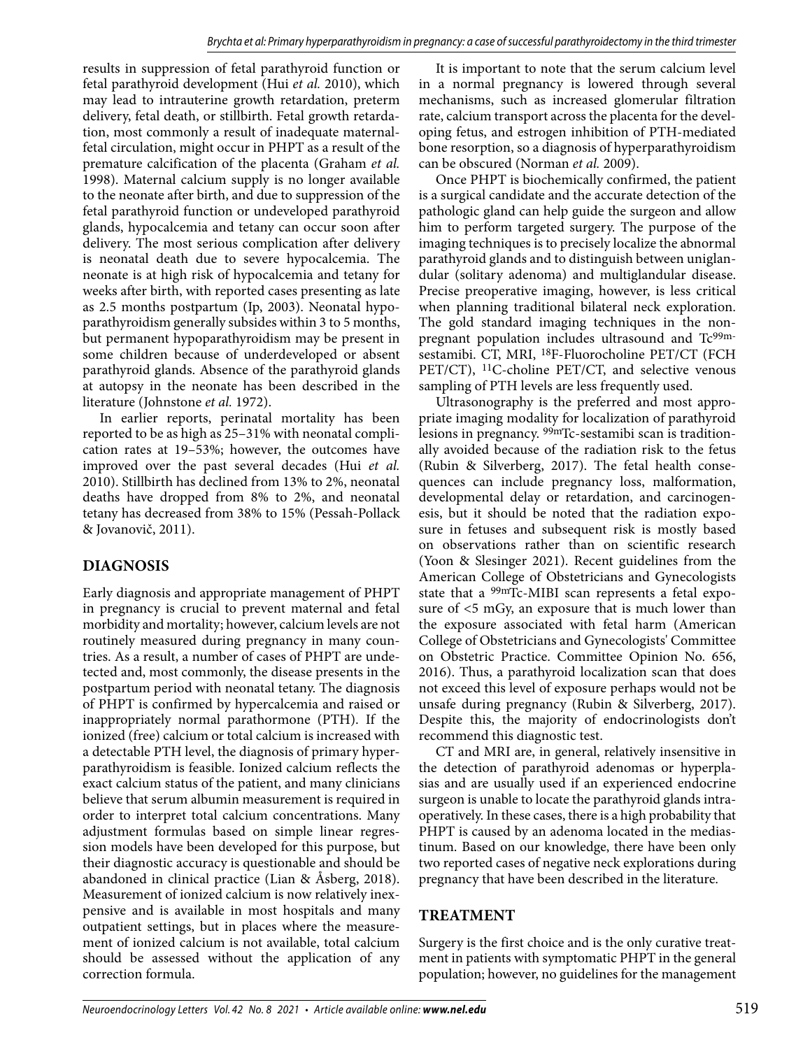results in suppression of fetal parathyroid function or fetal parathyroid development (Hui *et al.* 2010), which may lead to intrauterine growth retardation, preterm delivery, fetal death, or stillbirth. Fetal growth retardation, most commonly a result of inadequate maternal-fetal circulation, might occur in PHPT as a result of the premature calcification of the placenta (Graham *et al.* 1998). Maternal calcium supply is no longer available to the neonate after birth, and due to suppression of the fetal parathyroid function or undeveloped parathyroid glands, hypocalcemia and tetany can occur soon after delivery. The most serious complication after delivery is neonatal death due to severe hypocalcemia. The neonate is at high risk of hypocalcemia and tetany for weeks after birth, with reported cases presenting as late as 2.5 months postpartum (Ip, 2003). Neonatal hypoparathyroidism generally subsides within 3 to 5 months, but permanent hypoparathyroidism may be present in some children because of underdeveloped or absent parathyroid glands. Absence of the parathyroid glands at autopsy in the neonate has been described in the literature (Johnstone *et al.* 1972).

In earlier reports, perinatal mortality has been reported to be as high as 25–31% with neonatal complication rates at 19–53%; however, the outcomes have improved over the past several decades (Hui *et al.* 2010). Stillbirth has declined from 13% to 2%, neonatal deaths have dropped from 8% to 2%, and neonatal tetany has decreased from 38% to 15% (Pessah-Pollack & Jovanovič, 2011).

## DIAGNOSIS

Early diagnosis and appropriate management of PHPT in pregnancy is crucial to prevent maternal and fetal morbidity and mortality; however, calcium levels are not routinely measured during pregnancy in many countries. As a result, a number of cases of PHPT are undetected and, most commonly, the disease presents in the postpartum period with neonatal tetany. The diagnosis of PHPT is confirmed by hypercalcemia and raised or inappropriately normal parathormone (PTH). If the ionized (free) calcium or total calcium is increased with a detectable PTH level, the diagnosis of primary hyperparathyroidism is feasible. Ionized calcium reflects the exact calcium status of the patient, and many clinicians believe that serum albumin measurement is required in order to interpret total calcium concentrations. Many adjustment formulas based on simple linear regression models have been developed for this purpose, but their diagnostic accuracy is questionable and should be abandoned in clinical practice (Lian & Åsberg, 2018). Measurement of ionized calcium is now relatively inexpensive and is available in most hospitals and many outpatient settings, but in places where the measurement of ionized calcium is not available, total calcium should be assessed without the application of any correction formula.

It is important to note that the serum calcium level in a normal pregnancy is lowered through several mechanisms, such as increased glomerular filtration rate, calcium transport across the placenta for the developing fetus, and estrogen inhibition of PTH-mediated bone resorption, so a diagnosis of hyperparathyroidism can be obscured (Norman *et al.* 2009).

Once PHPT is biochemically confirmed, the patient is a surgical candidate and the accurate detection of the pathologic gland can help guide the surgeon and allow him to perform targeted surgery. The purpose of the imaging techniques is to precisely localize the abnormal parathyroid glands and to distinguish between uniglandular (solitary adenoma) and multiglandular disease. Precise preoperative imaging, however, is less critical when planning traditional bilateral neck exploration. The gold standard imaging techniques in the non-pregnant population includes ultrasound and $Tc^{99m}$-sestamibi. CT, MRI, $^{18}F$-Fluorocholine PET/CT (FCH PET/CT), $^{11}C$-choline PET/CT, and selective venous sampling of PTH levels are less frequently used.

Ultrasonography is the preferred and most appropriate imaging modality for localization of parathyroid lesions in pregnancy. $^{99m}Tc$-sestamibi scan is traditionally avoided because of the radiation risk to the fetus (Rubin & Silverberg, 2017). The fetal health consequences can include pregnancy loss, malformation, developmental delay or retardation, and carcinogenesis, but it should be noted that the radiation exposure in fetuses and subsequent risk is mostly based on observations rather than on scientific research (Yoon & Slesinger 2021). Recent guidelines from the American College of Obstetricians and Gynecologists state that a $^{99m}Tc$-MIBI scan represents a fetal exposure of <5 mGy, an exposure that is much lower than the exposure associated with fetal harm (American College of Obstetricians and Gynecologists' Committee on Obstetric Practice. Committee Opinion No. 656, 2016). Thus, a parathyroid localization scan that does not exceed this level of exposure perhaps would not be unsafe during pregnancy (Rubin & Silverberg, 2017). Despite this, the majority of endocrinologists don't recommend this diagnostic test.

CT and MRI are, in general, relatively insensitive in the detection of parathyroid adenomas or hyperplasias and are usually used if an experienced endocrine surgeon is unable to locate the parathyroid glands intraoperatively. In these cases, there is a high probability that PHPT is caused by an adenoma located in the mediastinum. Based on our knowledge, there have been only two reported cases of negative neck explorations during pregnancy that have been described in the literature.

## TREATMENT

Surgery is the first choice and is the only curative treatment in patients with symptomatic PHPT in the general population; however, no guidelines for the management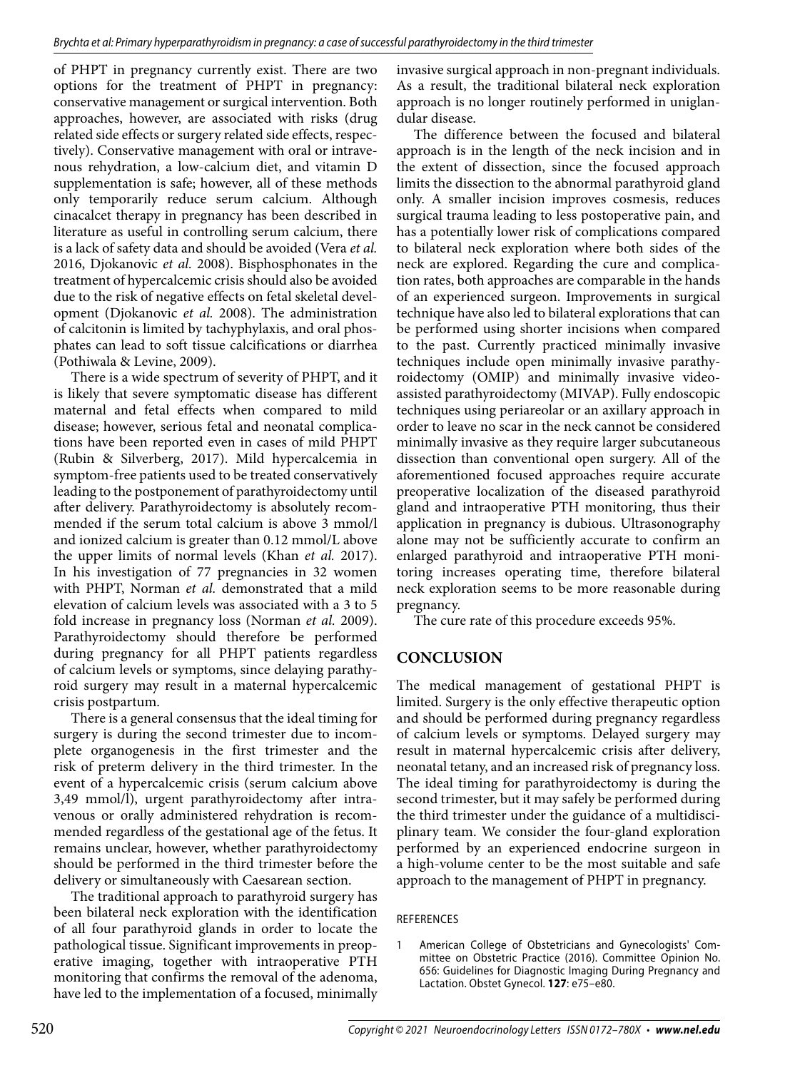of PHPT in pregnancy currently exist. There are two options for the treatment of PHPT in pregnancy: conservative management or surgical intervention. Both approaches, however, are associated with risks (drug related side effects or surgery related side effects, respectively). Conservative management with oral or intravenous rehydration, a low-calcium diet, and vitamin D supplementation is safe; however, all of these methods only temporarily reduce serum calcium. Although cinacalcet therapy in pregnancy has been described in literature as useful in controlling serum calcium, there is a lack of safety data and should be avoided (Vera *et al.* 2016, Djokanovic *et al.* 2008). Bisphosphonates in the treatment of hypercalcemic crisis should also be avoided due to the risk of negative effects on fetal skeletal development (Djokanovic *et al.* 2008). The administration of calcitonin is limited by tachyphylaxis, and oral phosphates can lead to soft tissue calcifications or diarrhea (Pothiwala & Levine, 2009).

There is a wide spectrum of severity of PHPT, and it is likely that severe symptomatic disease has different maternal and fetal effects when compared to mild disease; however, serious fetal and neonatal complications have been reported even in cases of mild PHPT (Rubin & Silverberg, 2017). Mild hypercalcemia in symptom-free patients used to be treated conservatively leading to the postponement of parathyroidectomy until after delivery. Parathyroidectomy is absolutely recommended if the serum total calcium is above 3 mmol/l and ionized calcium is greater than 0.12 mmol/L above the upper limits of normal levels (Khan *et al.* 2017). In his investigation of 77 pregnancies in 32 women with PHPT, Norman *et al.* demonstrated that a mild elevation of calcium levels was associated with a 3 to 5 fold increase in pregnancy loss (Norman *et al.* 2009). Parathyroidectomy should therefore be performed during pregnancy for all PHPT patients regardless of calcium levels or symptoms, since delaying parathyroid surgery may result in a maternal hypercalcemic crisis postpartum.

There is a general consensus that the ideal timing for surgery is during the second trimester due to incomplete organogenesis in the first trimester and the risk of preterm delivery in the third trimester. In the event of a hypercalcemic crisis (serum calcium above 3,49 mmol/l), urgent parathyroidectomy after intravenous or orally administered rehydration is recommended regardless of the gestational age of the fetus. It remains unclear, however, whether parathyroidectomy should be performed in the third trimester before the delivery or simultaneously with Caesarean section.

The traditional approach to parathyroid surgery has been bilateral neck exploration with the identification of all four parathyroid glands in order to locate the pathological tissue. Significant improvements in preoperative imaging, together with intraoperative PTH monitoring that confirms the removal of the adenoma, have led to the implementation of a focused, minimally invasive surgical approach in non-pregnant individuals. As a result, the traditional bilateral neck exploration approach is no longer routinely performed in uniglandular disease.

The difference between the focused and bilateral approach is in the length of the neck incision and in the extent of dissection, since the focused approach limits the dissection to the abnormal parathyroid gland only. A smaller incision improves cosmesis, reduces surgical trauma leading to less postoperative pain, and has a potentially lower risk of complications compared to bilateral neck exploration where both sides of the neck are explored. Regarding the cure and complication rates, both approaches are comparable in the hands of an experienced surgeon. Improvements in surgical technique have also led to bilateral explorations that can be performed using shorter incisions when compared to the past. Currently practiced minimally invasive techniques include open minimally invasive parathyroidectomy (OMIP) and minimally invasive video-assisted parathyroidectomy (MIVAP). Fully endoscopic techniques using periareolar or an axillary approach in order to leave no scar in the neck cannot be considered minimally invasive as they require larger subcutaneous dissection than conventional open surgery. All of the aforementioned focused approaches require accurate preoperative localization of the diseased parathyroid gland and intraoperative PTH monitoring, thus their application in pregnancy is dubious. Ultrasonography alone may not be sufficiently accurate to confirm an enlarged parathyroid and intraoperative PTH monitoring increases operating time, therefore bilateral neck exploration seems to be more reasonable during pregnancy.

The cure rate of this procedure exceeds 95%.

## CONCLUSION

The medical management of gestational PHPT is limited. Surgery is the only effective therapeutic option and should be performed during pregnancy regardless of calcium levels or symptoms. Delayed surgery may result in maternal hypercalcemic crisis after delivery, neonatal tetany, and an increased risk of pregnancy loss. The ideal timing for parathyroidectomy is during the second trimester, but it may safely be performed during the third trimester under the guidance of a multidisciplinary team. We consider the four-gland exploration performed by an experienced endocrine surgeon in a high-volume center to be the most suitable and safe approach to the management of PHPT in pregnancy.

### REFERENCES

1. American College of Obstetricians and Gynecologists' Committee on Obstetric Practice (2016). Committee Opinion No. 656: Guidelines for Diagnostic Imaging During Pregnancy and Lactation. Obstet Gynecol. **127**: e75–e80.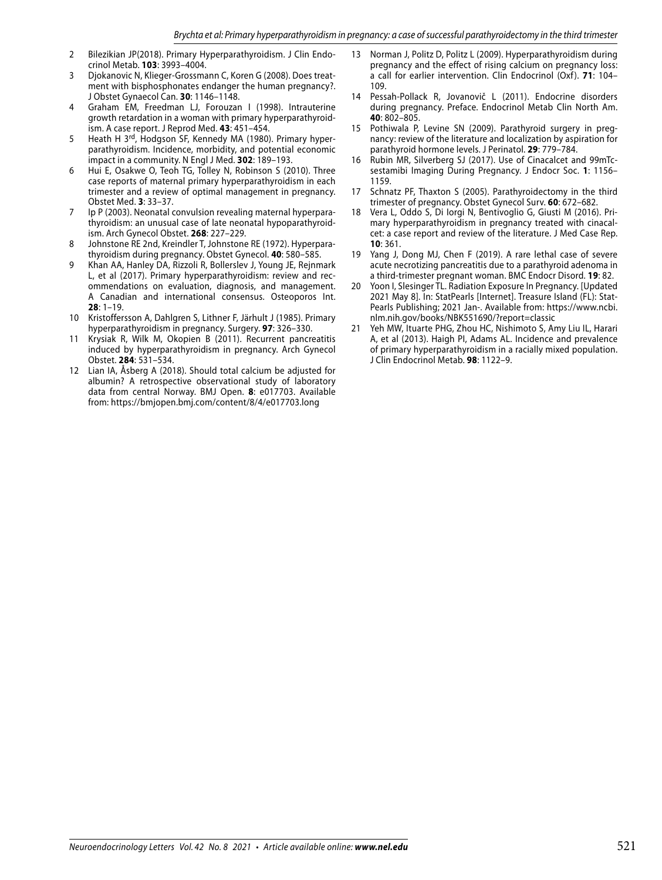2. Bilezikian JP(2018). Primary Hyperparathyroidism. J Clin Endocrinol Metab. **103**: 3993–4004.
3. Djokanovic N, Klieger-Grossmann C, Koren G (2008). Does treatment with bisphosphonates endanger the human pregnancy?. J Obstet Gynaecol Can. **30**: 1146–1148.
4. Graham EM, Freedman LJ, Forouzan I (1998). Intrauterine growth retardation in a woman with primary hyperparathyroidism. A case report. J Reprod Med. **43**: 451–454.
5. Heath H 3rd, Hodgson SF, Kennedy MA (1980). Primary hyperparathyroidism. Incidence, morbidity, and potential economic impact in a community. N Engl J Med. **302**: 189–193.
6. Hui E, Osakwe O, Teoh TG, Tolley N, Robinson S (2010). Three case reports of maternal primary hyperparathyroidism in each trimester and a review of optimal management in pregnancy. Obstet Med. **3**: 33–37.
7. Ip P (2003). Neonatal convulsion revealing maternal hyperparathyroidism: an unusual case of late neonatal hypoparathyroidism. Arch Gynecol Obstet. **268**: 227–229.
8. Johnstone RE 2nd, Kreindler T, Johnstone RE (1972). Hyperparathyroidism during pregnancy. Obstet Gynecol. **40**: 580–585.
9. Khan AA, Hanley DA, Rizzoli R, Bollerslev J, Young JE, Rejnmark L, et al (2017). Primary hyperparathyroidism: review and recommendations on evaluation, diagnosis, and management. A Canadian and international consensus. Osteoporos Int. **28**: 1–19.
10. Kristoffersson A, Dahlgren S, Lithner F, Järhult J (1985). Primary hyperparathyroidism in pregnancy. Surgery. **97**: 326–330.
11. Krysiak R, Wilk M, Okopien B (2011). Recurrent pancreatitis induced by hyperparathyroidism in pregnancy. Arch Gynecol Obstet. **284**: 531–534.
12. Lian IA, Åsberg A (2018). Should total calcium be adjusted for albumin? A retrospective observational study of laboratory data from central Norway. BMJ Open. **8**: e017703. Available from: https://bmjopen.bmj.com/content/8/4/e017703.long
13. Norman J, Politz D, Politz L (2009). Hyperparathyroidism during pregnancy and the effect of rising calcium on pregnancy loss: a call for earlier intervention. Clin Endocrinol (Oxf). **71**: 104–109.
14. Pessah-Pollack R, Jovanovič L (2011). Endocrine disorders during pregnancy. Preface. Endocrinol Metab Clin North Am. **40**: 802–805.
15. Pothiwala P, Levine SN (2009). Parathyroid surgery in pregnancy: review of the literature and localization by aspiration for parathyroid hormone levels. J Perinatol. **29**: 779–784.
16. Rubin MR, Silverberg SJ (2017). Use of Cinacalcet and 99mTc-sestamibi Imaging During Pregnancy. J Endocr Soc. **1**: 1156–1159.
17. Schnatz PF, Thaxton S (2005). Parathyroidectomy in the third trimester of pregnancy. Obstet Gynecol Surv. **60**: 672–682.
18. Vera L, Oddo S, Di Iorgi N, Bentivoglio G, Giusti M (2016). Primary hyperparathyroidism in pregnancy treated with cinacalcet: a case report and review of the literature. J Med Case Rep. **10**: 361.
19. Yang J, Dong MJ, Chen F (2019). A rare lethal case of severe acute necrotizing pancreatitis due to a parathyroid adenoma in a third-trimester pregnant woman. BMC Endocr Disord. **19**: 82.
20. Yoon I, Slesinger TL. Radiation Exposure In Pregnancy. [Updated 2021 May 8]. In: StatPearls [Internet]. Treasure Island (FL): StatPearls Publishing; 2021 Jan-. Available from: https://www.ncbi.nlm.nih.gov/books/NBK551690/?report=classic
21. Yeh MW, Ituarte PHG, Zhou HC, Nishimoto S, Amy Liu IL, Harari A, et al (2013). Haigh PI, Adams AL. Incidence and prevalence of primary hyperparathyroidism in a racially mixed population. J Clin Endocrinol Metab. **98**: 1122–9.